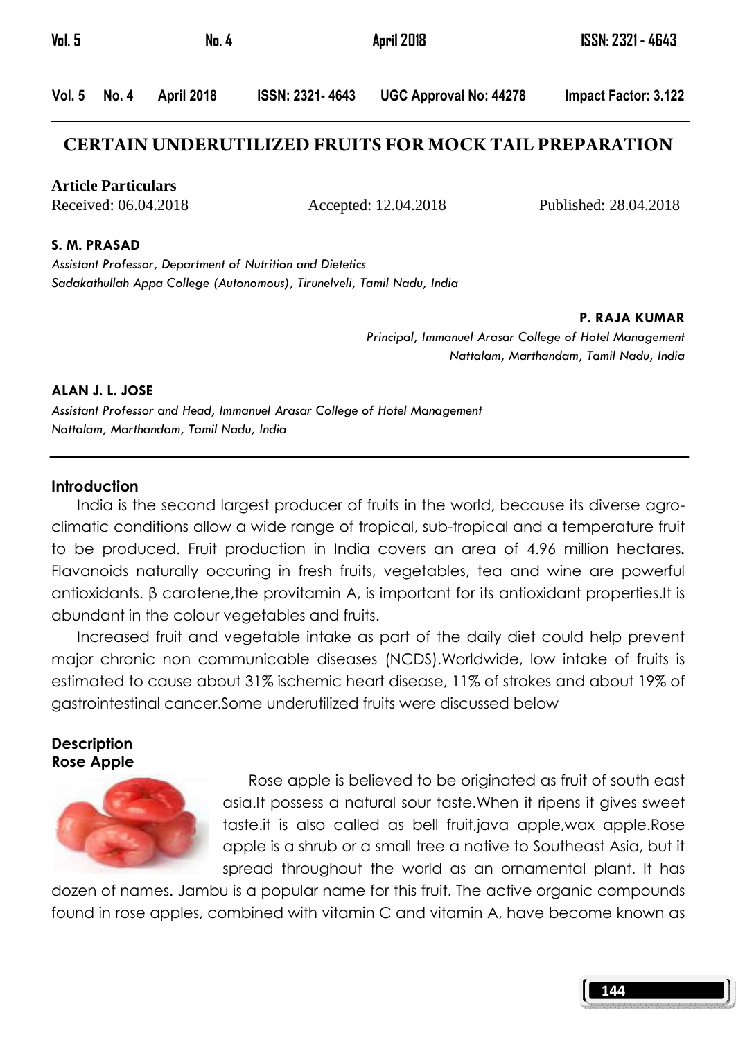# CERTAIN UNDERUTILIZED FRUITS FOR MOCK TAIL PREPARATION

**Article Particulars**

Received: 06.04.2018 Accepted: 12.04.2018 Published: 28.04.2018

**S. M. PRASAD**

*Assistant Professor, Department of Nutrition and Dietetics*
*Sadakathullah Appa College (Autonomous), Tirunelveli, Tamil Nadu, India*

**P. RAJA KUMAR**

*Principal, Immanuel Arasar College of Hotel Management*
*Nattalam, Marthandam, Tamil Nadu, India*

**ALAN J. L. JOSE**

*Assistant Professor and Head, Immanuel Arasar College of Hotel Management*
*Nattalam, Marthandam, Tamil Nadu, India*

## Introduction

India is the second largest producer of fruits in the world, because its diverse agro-climatic conditions allow a wide range of tropical, sub-tropical and a temperature fruit to be produced. Fruit production in India covers an area of 4.96 million hectares**.** Flavanoids naturally occuring in fresh fruits, vegetables, tea and wine are powerful antioxidants. β carotene,the provitamin A, is important for its antioxidant properties.It is abundant in the colour vegetables and fruits.

Increased fruit and vegetable intake as part of the daily diet could help prevent major chronic non communicable diseases (NCDS).Worldwide, low intake of fruits is estimated to cause about 31% ischemic heart disease, 11% of strokes and about 19% of gastrointestinal cancer.Some underutilized fruits were discussed below

## Description

### Rose Apple

Rose apple is believed to be originated as fruit of south east asia.It possess a natural sour taste.When it ripens it gives sweet taste.it is also called as bell fruit,java apple,wax apple.Rose apple is a shrub or a small tree a native to Southeast Asia, but it spread throughout the world as an ornamental plant. It has dozen of names. Jambu is a popular name for this fruit. The active organic compounds found in rose apples, combined with vitamin C and vitamin A, have become known as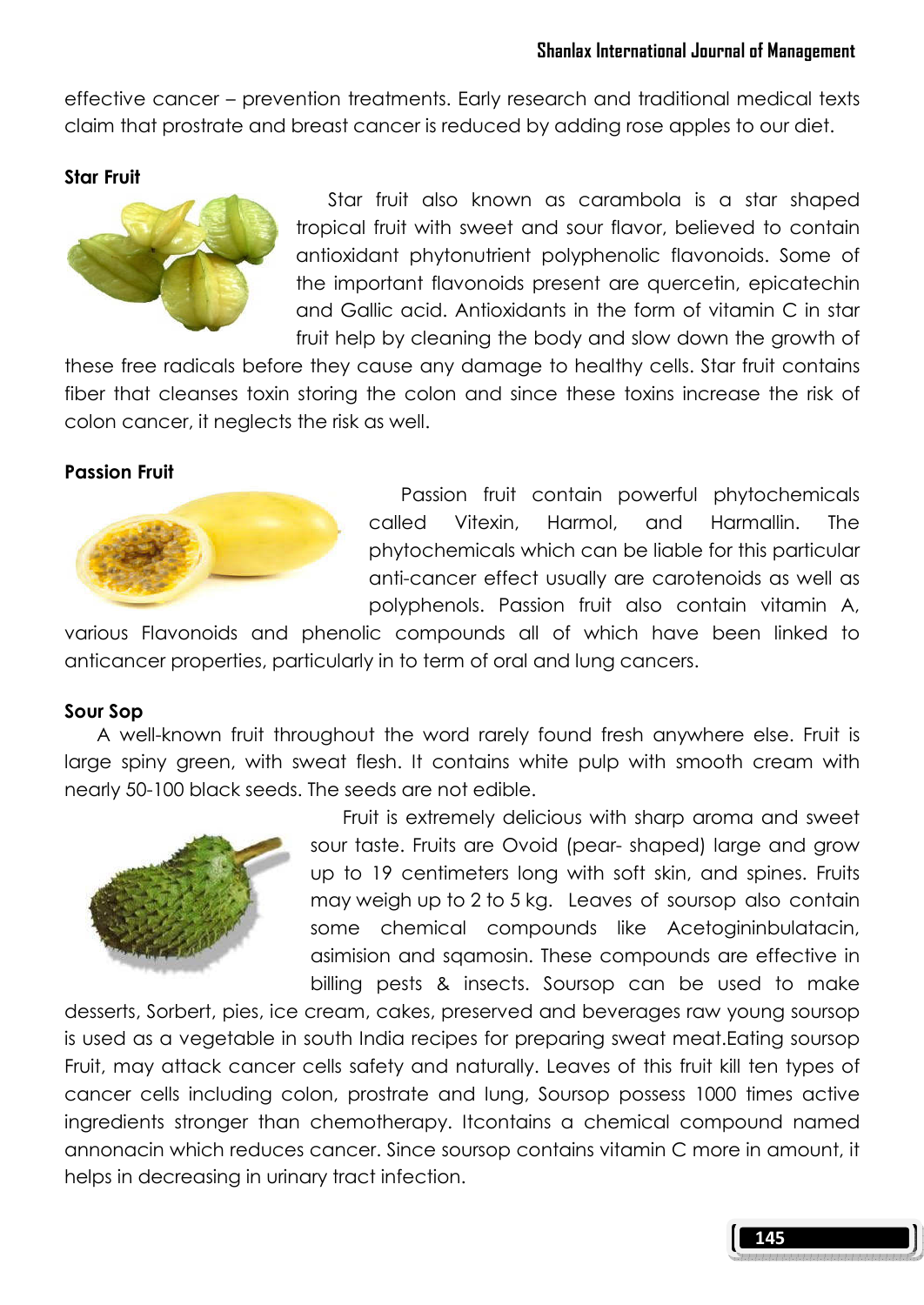effective cancer – prevention treatments. Early research and traditional medical texts claim that prostrate and breast cancer is reduced by adding rose apples to our diet.

**Star Fruit**

Star fruit also known as carambola is a star shaped tropical fruit with sweet and sour flavor, believed to contain antioxidant phytonutrient polyphenolic flavonoids. Some of the important flavonoids present are quercetin, epicatechin and Gallic acid. Antioxidants in the form of vitamin C in star fruit help by cleaning the body and slow down the growth of these free radicals before they cause any damage to healthy cells. Star fruit contains fiber that cleanses toxin storing the colon and since these toxins increase the risk of colon cancer, it neglects the risk as well.

**Passion Fruit**

Passion fruit contain powerful phytochemicals called Vitexin, Harmol, and Harmallin. The phytochemicals which can be liable for this particular anti-cancer effect usually are carotenoids as well as polyphenols. Passion fruit also contain vitamin A, various Flavonoids and phenolic compounds all of which have been linked to anticancer properties, particularly in to term of oral and lung cancers.

**Sour Sop**

A well-known fruit throughout the word rarely found fresh anywhere else. Fruit is large spiny green, with sweat flesh. It contains white pulp with smooth cream with nearly 50-100 black seeds. The seeds are not edible.

Fruit is extremely delicious with sharp aroma and sweet sour taste. Fruits are Ovoid (pear- shaped) large and grow up to 19 centimeters long with soft skin, and spines. Fruits may weigh up to 2 to 5 kg. Leaves of soursop also contain some chemical compounds like Acetogininbulatacin, asimision and sqamosin. These compounds are effective in billing pests & insects. Soursop can be used to make desserts, Sorbert, pies, ice cream, cakes, preserved and beverages raw young soursop is used as a vegetable in south India recipes for preparing sweat meat.Eating soursop Fruit, may attack cancer cells safety and naturally. Leaves of this fruit kill ten types of cancer cells including colon, prostrate and lung, Soursop possess 1000 times active ingredients stronger than chemotherapy. Itcontains a chemical compound named annonacin which reduces cancer. Since soursop contains vitamin C more in amount, it helps in decreasing in urinary tract infection.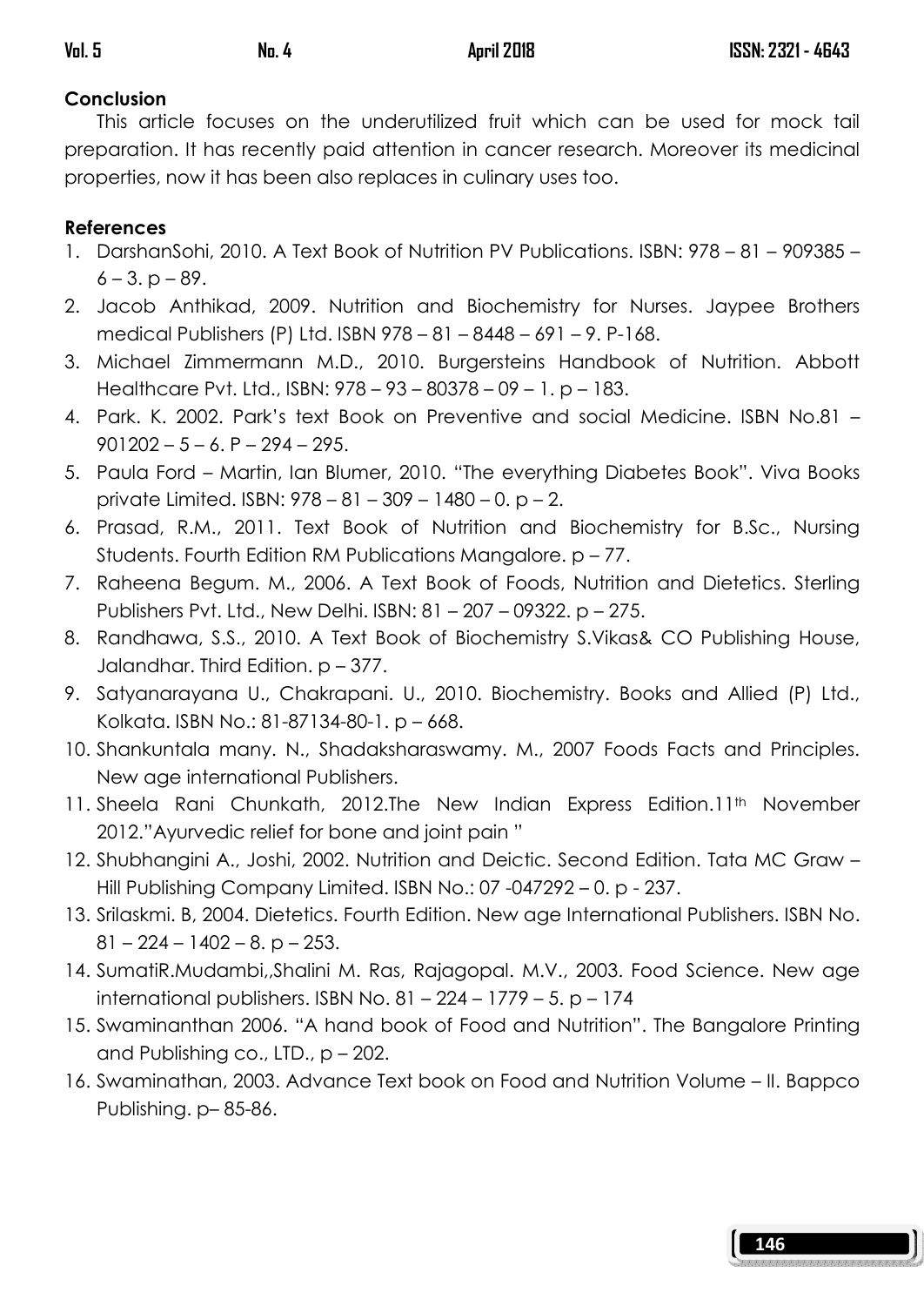## Conclusion

This article focuses on the underutilized fruit which can be used for mock tail preparation. It has recently paid attention in cancer research. Moreover its medicinal properties, now it has been also replaces in culinary uses too.

## References

1. DarshanSohi, 2010. A Text Book of Nutrition PV Publications. ISBN: 978 – 81 – 909385 – 6 – 3. p – 89.
2. Jacob Anthikad, 2009. Nutrition and Biochemistry for Nurses. Jaypee Brothers medical Publishers (P) Ltd. ISBN 978 – 81 – 8448 – 691 – 9. P-168.
3. Michael Zimmermann M.D., 2010. Burgersteins Handbook of Nutrition. Abbott Healthcare Pvt. Ltd., ISBN: 978 – 93 – 80378 – 09 – 1. p – 183.
4. Park. K. 2002. Park's text Book on Preventive and social Medicine. ISBN No.81 – 901202 – 5 – 6. P – 294 – 295.
5. Paula Ford – Martin, Ian Blumer, 2010. "The everything Diabetes Book". Viva Books private Limited. ISBN: 978 – 81 – 309 – 1480 – 0. p – 2.
6. Prasad, R.M., 2011. Text Book of Nutrition and Biochemistry for B.Sc., Nursing Students. Fourth Edition RM Publications Mangalore. p – 77.
7. Raheena Begum. M., 2006. A Text Book of Foods, Nutrition and Dietetics. Sterling Publishers Pvt. Ltd., New Delhi. ISBN: 81 – 207 – 09322. p – 275.
8. Randhawa, S.S., 2010. A Text Book of Biochemistry S.Vikas& CO Publishing House, Jalandhar. Third Edition. p – 377.
9. Satyanarayana U., Chakrapani. U., 2010. Biochemistry. Books and Allied (P) Ltd., Kolkata. ISBN No.: 81-87134-80-1. p – 668.
10. Shankuntala many. N., Shadaksharaswamy. M., 2007 Foods Facts and Principles. New age international Publishers.
11. Sheela Rani Chunkath, 2012.The New Indian Express Edition.11th November 2012."Ayurvedic relief for bone and joint pain "
12. Shubhangini A., Joshi, 2002. Nutrition and Deictic. Second Edition. Tata MC Graw – Hill Publishing Company Limited. ISBN No.: 07 -047292 – 0. p - 237.
13. Srilaskmi. B, 2004. Dietetics. Fourth Edition. New age International Publishers. ISBN No. 81 – 224 – 1402 – 8. p – 253.
14. SumatiR.Mudambi,,Shalini M. Ras, Rajagopal. M.V., 2003. Food Science. New age international publishers. ISBN No. 81 – 224 – 1779 – 5. p – 174
15. Swaminanthan 2006. "A hand book of Food and Nutrition". The Bangalore Printing and Publishing co., LTD., p – 202.
16. Swaminathan, 2003. Advance Text book on Food and Nutrition Volume – II. Bappco Publishing. p– 85-86.